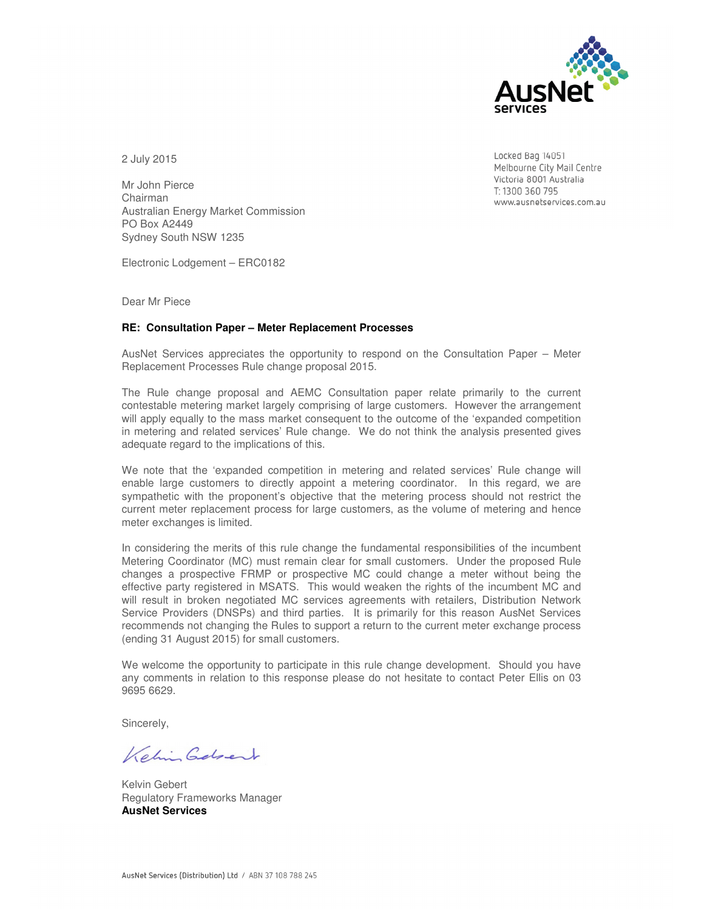AusNet services

2 July 2015

Locked Bag 14051
Melbourne City Mail Centre
Victoria 8001 Australia
T: 1300 360 795
www.ausnetservices.com.au

Mr John Pierce
Chairman
Australian Energy Market Commission
PO Box A2449
Sydney South NSW 1235

Electronic Lodgement – ERC0182

Dear Mr Piece

**RE: Consultation Paper – Meter Replacement Processes**

AusNet Services appreciates the opportunity to respond on the Consultation Paper – Meter Replacement Processes Rule change proposal 2015.

The Rule change proposal and AEMC Consultation paper relate primarily to the current contestable metering market largely comprising of large customers. However the arrangement will apply equally to the mass market consequent to the outcome of the 'expanded competition in metering and related services' Rule change. We do not think the analysis presented gives adequate regard to the implications of this.

We note that the 'expanded competition in metering and related services' Rule change will enable large customers to directly appoint a metering coordinator. In this regard, we are sympathetic with the proponent's objective that the metering process should not restrict the current meter replacement process for large customers, as the volume of metering and hence meter exchanges is limited.

In considering the merits of this rule change the fundamental responsibilities of the incumbent Metering Coordinator (MC) must remain clear for small customers. Under the proposed Rule changes a prospective FRMP or prospective MC could change a meter without being the effective party registered in MSATS. This would weaken the rights of the incumbent MC and will result in broken negotiated MC services agreements with retailers, Distribution Network Service Providers (DNSPs) and third parties. It is primarily for this reason AusNet Services recommends not changing the Rules to support a return to the current meter exchange process (ending 31 August 2015) for small customers.

We welcome the opportunity to participate in this rule change development. Should you have any comments in relation to this response please do not hesitate to contact Peter Ellis on 03 9695 6629.

Sincerely,

Kelvin Gebert
Regulatory Frameworks Manager
**AusNet Services**

AusNet Services (Distribution) Ltd / ABN 37 108 788 245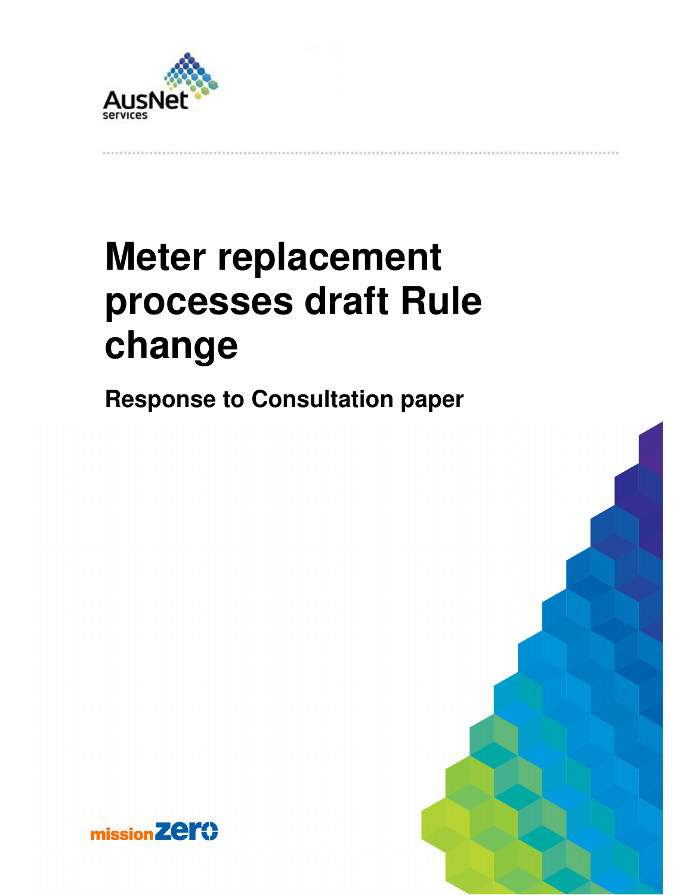# Meter replacement processes draft Rule change

## Response to Consultation paper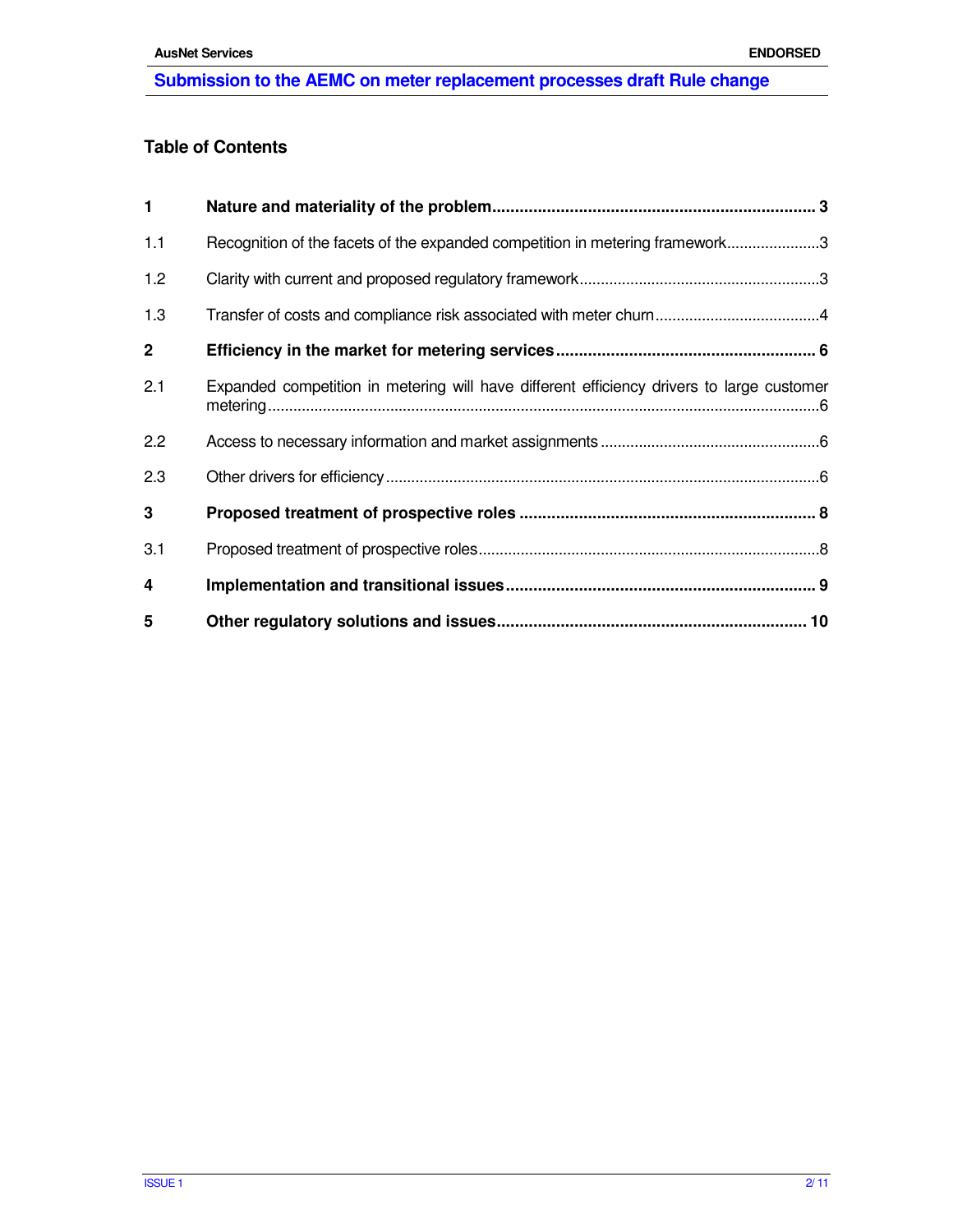## Table of Contents

| | | |
|---|---|---|
| **1** | **Nature and materiality of the problem** | **3** |
| 1.1 | Recognition of the facets of the expanded competition in metering framework | 3 |
| 1.2 | Clarity with current and proposed regulatory framework | 3 |
| 1.3 | Transfer of costs and compliance risk associated with meter churn | 4 |
| **2** | **Efficiency in the market for metering services** | **6** |
| 2.1 | Expanded competition in metering will have different efficiency drivers to large customer metering | 6 |
| 2.2 | Access to necessary information and market assignments | 6 |
| 2.3 | Other drivers for efficiency | 6 |
| **3** | **Proposed treatment of prospective roles** | **8** |
| 3.1 | Proposed treatment of prospective roles | 8 |
| **4** | **Implementation and transitional issues** | **9** |
| **5** | **Other regulatory solutions and issues** | **10** |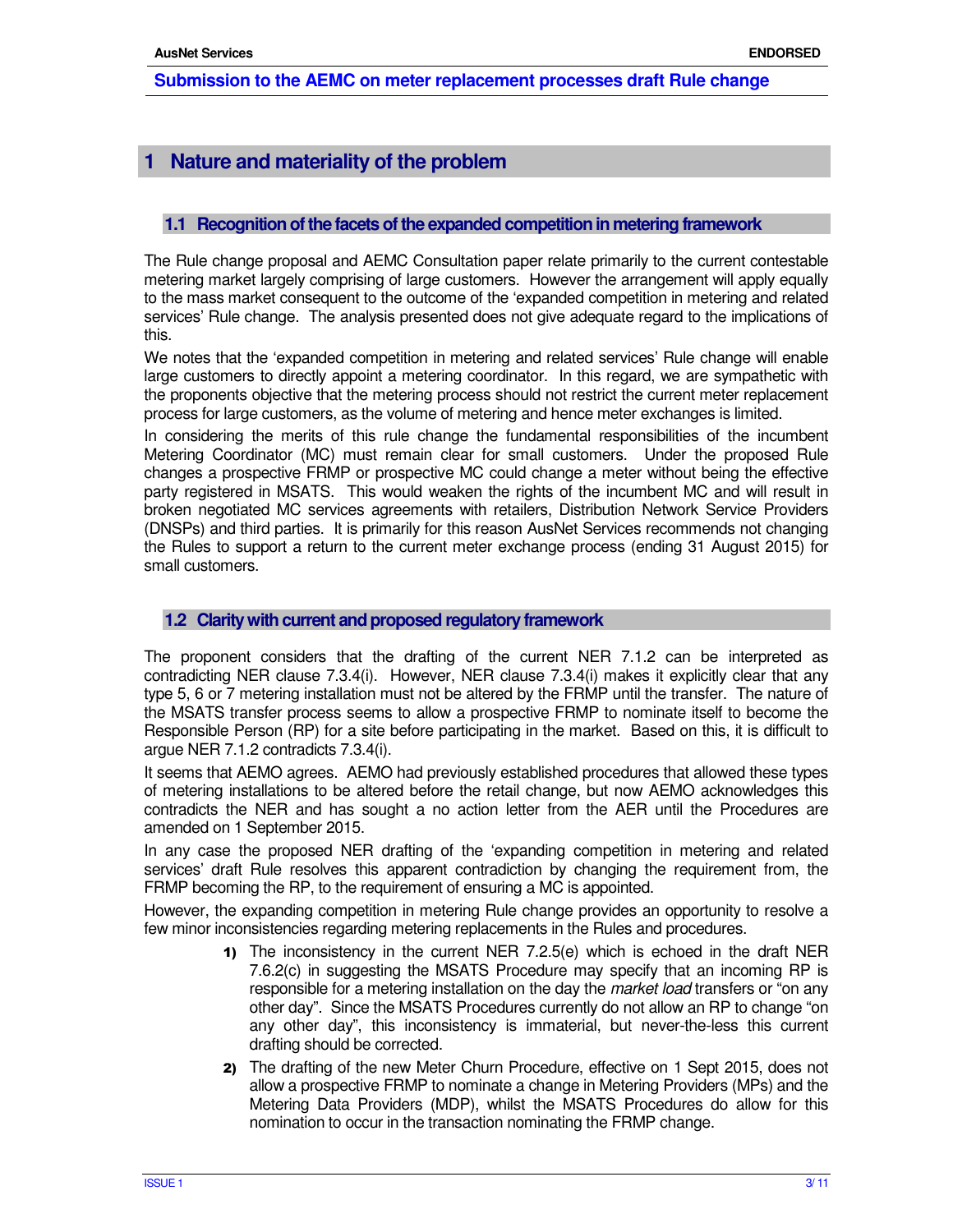# 1 Nature and materiality of the problem

## 1.1 Recognition of the facets of the expanded competition in metering framework

The Rule change proposal and AEMC Consultation paper relate primarily to the current contestable metering market largely comprising of large customers. However the arrangement will apply equally to the mass market consequent to the outcome of the 'expanded competition in metering and related services' Rule change. The analysis presented does not give adequate regard to the implications of this.

We notes that the 'expanded competition in metering and related services' Rule change will enable large customers to directly appoint a metering coordinator. In this regard, we are sympathetic with the proponents objective that the metering process should not restrict the current meter replacement process for large customers, as the volume of metering and hence meter exchanges is limited.

In considering the merits of this rule change the fundamental responsibilities of the incumbent Metering Coordinator (MC) must remain clear for small customers. Under the proposed Rule changes a prospective FRMP or prospective MC could change a meter without being the effective party registered in MSATS. This would weaken the rights of the incumbent MC and will result in broken negotiated MC services agreements with retailers, Distribution Network Service Providers (DNSPs) and third parties. It is primarily for this reason AusNet Services recommends not changing the Rules to support a return to the current meter exchange process (ending 31 August 2015) for small customers.

## 1.2 Clarity with current and proposed regulatory framework

The proponent considers that the drafting of the current NER 7.1.2 can be interpreted as contradicting NER clause 7.3.4(i). However, NER clause 7.3.4(i) makes it explicitly clear that any type 5, 6 or 7 metering installation must not be altered by the FRMP until the transfer. The nature of the MSATS transfer process seems to allow a prospective FRMP to nominate itself to become the Responsible Person (RP) for a site before participating in the market. Based on this, it is difficult to argue NER 7.1.2 contradicts 7.3.4(i).

It seems that AEMO agrees. AEMO had previously established procedures that allowed these types of metering installations to be altered before the retail change, but now AEMO acknowledges this contradicts the NER and has sought a no action letter from the AER until the Procedures are amended on 1 September 2015.

In any case the proposed NER drafting of the 'expanding competition in metering and related services' draft Rule resolves this apparent contradiction by changing the requirement from, the FRMP becoming the RP, to the requirement of ensuring a MC is appointed.

However, the expanding competition in metering Rule change provides an opportunity to resolve a few minor inconsistencies regarding metering replacements in the Rules and procedures.

1) The inconsistency in the current NER 7.2.5(e) which is echoed in the draft NER 7.6.2(c) in suggesting the MSATS Procedure may specify that an incoming RP is responsible for a metering installation on the day the *market load* transfers or "on any other day". Since the MSATS Procedures currently do not allow an RP to change "on any other day", this inconsistency is immaterial, but never-the-less this current drafting should be corrected.

2) The drafting of the new Meter Churn Procedure, effective on 1 Sept 2015, does not allow a prospective FRMP to nominate a change in Metering Providers (MPs) and the Metering Data Providers (MDP), whilst the MSATS Procedures do allow for this nomination to occur in the transaction nominating the FRMP change.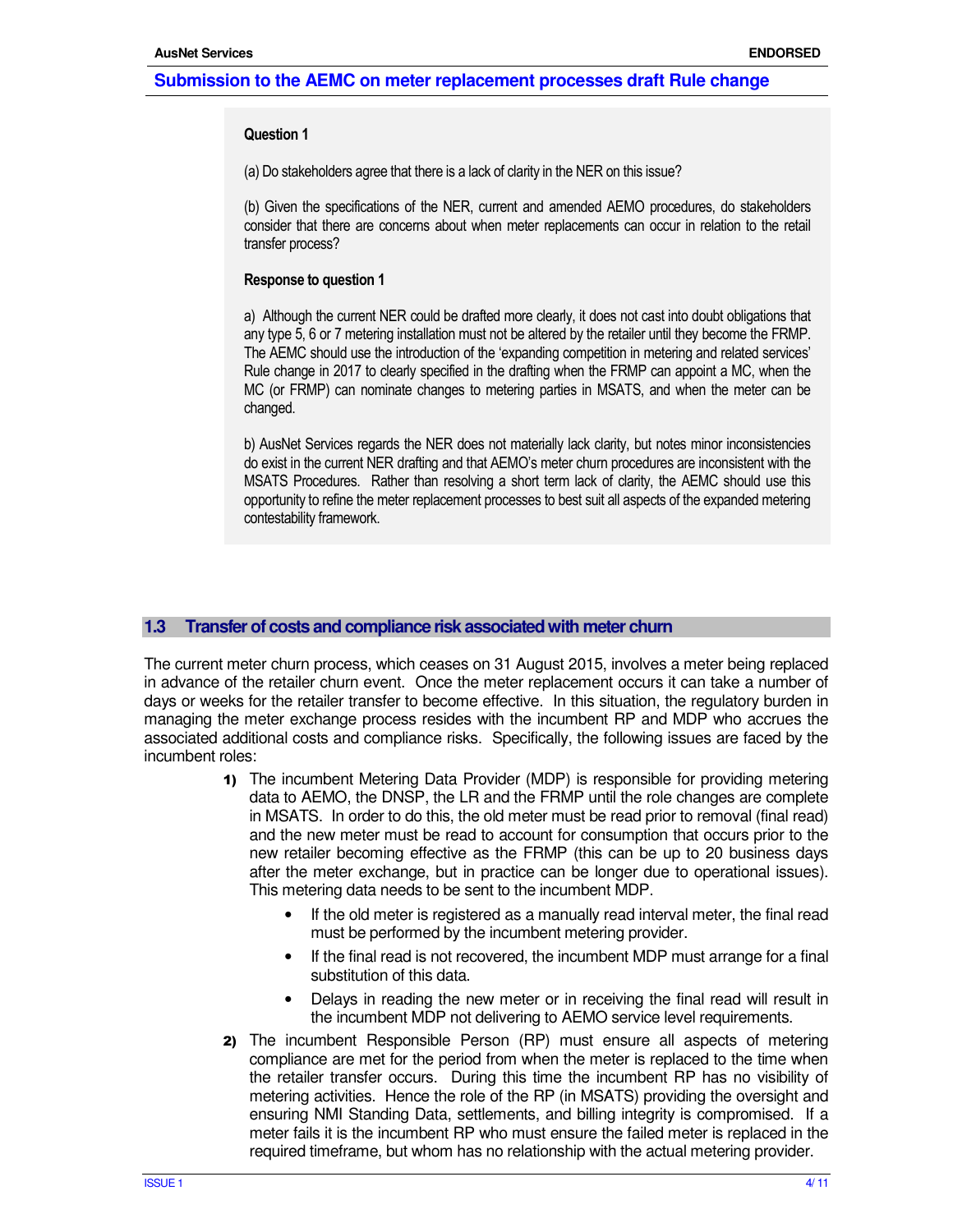**Question 1**

(a) Do stakeholders agree that there is a lack of clarity in the NER on this issue?

(b) Given the specifications of the NER, current and amended AEMO procedures, do stakeholders consider that there are concerns about when meter replacements can occur in relation to the retail transfer process?

**Response to question 1**

a) Although the current NER could be drafted more clearly, it does not cast into doubt obligations that any type 5, 6 or 7 metering installation must not be altered by the retailer until they become the FRMP. The AEMC should use the introduction of the 'expanding competition in metering and related services' Rule change in 2017 to clearly specified in the drafting when the FRMP can appoint a MC, when the MC (or FRMP) can nominate changes to metering parties in MSATS, and when the meter can be changed.

b) AusNet Services regards the NER does not materially lack clarity, but notes minor inconsistencies do exist in the current NER drafting and that AEMO's meter churn procedures are inconsistent with the MSATS Procedures. Rather than resolving a short term lack of clarity, the AEMC should use this opportunity to refine the meter replacement processes to best suit all aspects of the expanded metering contestability framework.

## 1.3 Transfer of costs and compliance risk associated with meter churn

The current meter churn process, which ceases on 31 August 2015, involves a meter being replaced in advance of the retailer churn event. Once the meter replacement occurs it can take a number of days or weeks for the retailer transfer to become effective. In this situation, the regulatory burden in managing the meter exchange process resides with the incumbent RP and MDP who accrues the associated additional costs and compliance risks. Specifically, the following issues are faced by the incumbent roles:

1) The incumbent Metering Data Provider (MDP) is responsible for providing metering data to AEMO, the DNSP, the LR and the FRMP until the role changes are complete in MSATS. In order to do this, the old meter must be read prior to removal (final read) and the new meter must be read to account for consumption that occurs prior to the new retailer becoming effective as the FRMP (this can be up to 20 business days after the meter exchange, but in practice can be longer due to operational issues). This metering data needs to be sent to the incumbent MDP.
   - If the old meter is registered as a manually read interval meter, the final read must be performed by the incumbent metering provider.
   - If the final read is not recovered, the incumbent MDP must arrange for a final substitution of this data.
   - Delays in reading the new meter or in receiving the final read will result in the incumbent MDP not delivering to AEMO service level requirements.
2) The incumbent Responsible Person (RP) must ensure all aspects of metering compliance are met for the period from when the meter is replaced to the time when the retailer transfer occurs. During this time the incumbent RP has no visibility of metering activities. Hence the role of the RP (in MSATS) providing the oversight and ensuring NMI Standing Data, settlements, and billing integrity is compromised. If a meter fails it is the incumbent RP who must ensure the failed meter is replaced in the required timeframe, but whom has no relationship with the actual metering provider.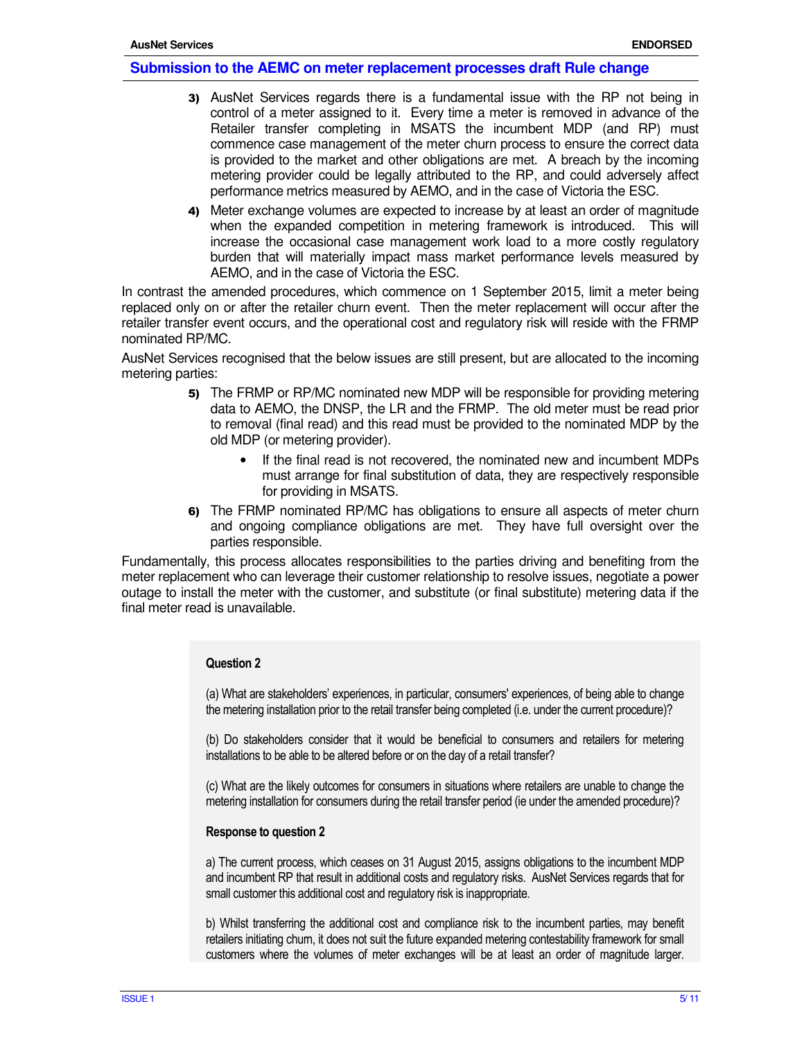3) AusNet Services regards there is a fundamental issue with the RP not being in control of a meter assigned to it. Every time a meter is removed in advance of the Retailer transfer completing in MSATS the incumbent MDP (and RP) must commence case management of the meter churn process to ensure the correct data is provided to the market and other obligations are met. A breach by the incoming metering provider could be legally attributed to the RP, and could adversely affect performance metrics measured by AEMO, and in the case of Victoria the ESC.

4) Meter exchange volumes are expected to increase by at least an order of magnitude when the expanded competition in metering framework is introduced. This will increase the occasional case management work load to a more costly regulatory burden that will materially impact mass market performance levels measured by AEMO, and in the case of Victoria the ESC.

In contrast the amended procedures, which commence on 1 September 2015, limit a meter being replaced only on or after the retailer churn event. Then the meter replacement will occur after the retailer transfer event occurs, and the operational cost and regulatory risk will reside with the FRMP nominated RP/MC.

AusNet Services recognised that the below issues are still present, but are allocated to the incoming metering parties:

5) The FRMP or RP/MC nominated new MDP will be responsible for providing metering data to AEMO, the DNSP, the LR and the FRMP. The old meter must be read prior to removal (final read) and this read must be provided to the nominated MDP by the old MDP (or metering provider).
   - If the final read is not recovered, the nominated new and incumbent MDPs must arrange for final substitution of data, they are respectively responsible for providing in MSATS.

6) The FRMP nominated RP/MC has obligations to ensure all aspects of meter churn and ongoing compliance obligations are met. They have full oversight over the parties responsible.

Fundamentally, this process allocates responsibilities to the parties driving and benefiting from the meter replacement who can leverage their customer relationship to resolve issues, negotiate a power outage to install the meter with the customer, and substitute (or final substitute) metering data if the final meter read is unavailable.

**Question 2**

(a) What are stakeholders' experiences, in particular, consumers' experiences, of being able to change the metering installation prior to the retail transfer being completed (i.e. under the current procedure)?

(b) Do stakeholders consider that it would be beneficial to consumers and retailers for metering installations to be able to be altered before or on the day of a retail transfer?

(c) What are the likely outcomes for consumers in situations where retailers are unable to change the metering installation for consumers during the retail transfer period (ie under the amended procedure)?

**Response to question 2**

a) The current process, which ceases on 31 August 2015, assigns obligations to the incumbent MDP and incumbent RP that result in additional costs and regulatory risks. AusNet Services regards that for small customer this additional cost and regulatory risk is inappropriate.

b) Whilst transferring the additional cost and compliance risk to the incumbent parties, may benefit retailers initiating churn, it does not suit the future expanded metering contestability framework for small customers where the volumes of meter exchanges will be at least an order of magnitude larger.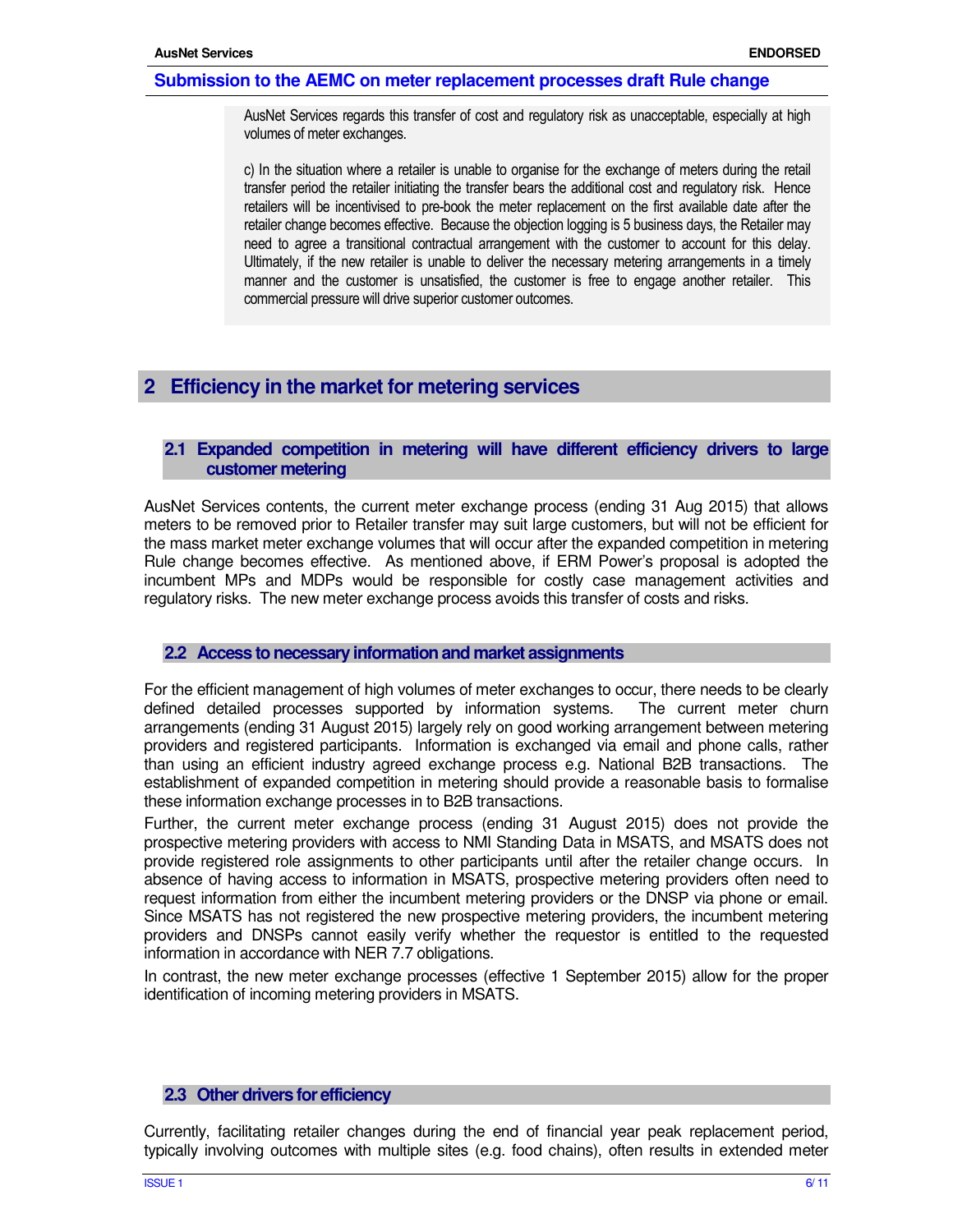AusNet Services regards this transfer of cost and regulatory risk as unacceptable, especially at high volumes of meter exchanges.

c) In the situation where a retailer is unable to organise for the exchange of meters during the retail transfer period the retailer initiating the transfer bears the additional cost and regulatory risk. Hence retailers will be incentivised to pre-book the meter replacement on the first available date after the retailer change becomes effective. Because the objection logging is 5 business days, the Retailer may need to agree a transitional contractual arrangement with the customer to account for this delay. Ultimately, if the new retailer is unable to deliver the necessary metering arrangements in a timely manner and the customer is unsatisfied, the customer is free to engage another retailer. This commercial pressure will drive superior customer outcomes.

## 2 Efficiency in the market for metering services

### 2.1 Expanded competition in metering will have different efficiency drivers to large customer metering

AusNet Services contents, the current meter exchange process (ending 31 Aug 2015) that allows meters to be removed prior to Retailer transfer may suit large customers, but will not be efficient for the mass market meter exchange volumes that will occur after the expanded competition in metering Rule change becomes effective. As mentioned above, if ERM Power's proposal is adopted the incumbent MPs and MDPs would be responsible for costly case management activities and regulatory risks. The new meter exchange process avoids this transfer of costs and risks.

### 2.2 Access to necessary information and market assignments

For the efficient management of high volumes of meter exchanges to occur, there needs to be clearly defined detailed processes supported by information systems. The current meter churn arrangements (ending 31 August 2015) largely rely on good working arrangement between metering providers and registered participants. Information is exchanged via email and phone calls, rather than using an efficient industry agreed exchange process e.g. National B2B transactions. The establishment of expanded competition in metering should provide a reasonable basis to formalise these information exchange processes in to B2B transactions.

Further, the current meter exchange process (ending 31 August 2015) does not provide the prospective metering providers with access to NMI Standing Data in MSATS, and MSATS does not provide registered role assignments to other participants until after the retailer change occurs. In absence of having access to information in MSATS, prospective metering providers often need to request information from either the incumbent metering providers or the DNSP via phone or email. Since MSATS has not registered the new prospective metering providers, the incumbent metering providers and DNSPs cannot easily verify whether the requestor is entitled to the requested information in accordance with NER 7.7 obligations.

In contrast, the new meter exchange processes (effective 1 September 2015) allow for the proper identification of incoming metering providers in MSATS.

### 2.3 Other drivers for efficiency

Currently, facilitating retailer changes during the end of financial year peak replacement period, typically involving outcomes with multiple sites (e.g. food chains), often results in extended meter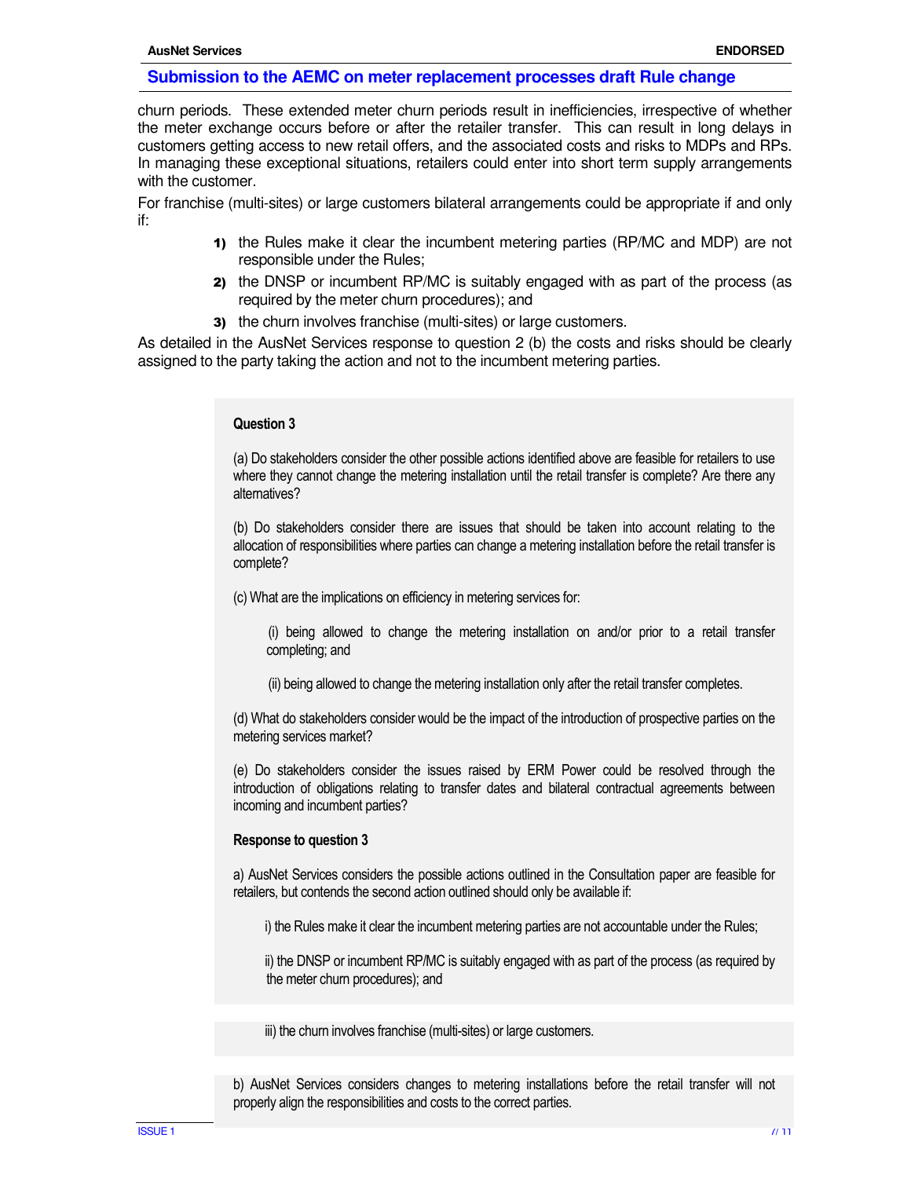churn periods. These extended meter churn periods result in inefficiencies, irrespective of whether the meter exchange occurs before or after the retailer transfer. This can result in long delays in customers getting access to new retail offers, and the associated costs and risks to MDPs and RPs. In managing these exceptional situations, retailers could enter into short term supply arrangements with the customer.

For franchise (multi-sites) or large customers bilateral arrangements could be appropriate if and only if:

1) the Rules make it clear the incumbent metering parties (RP/MC and MDP) are not responsible under the Rules;
2) the DNSP or incumbent RP/MC is suitably engaged with as part of the process (as required by the meter churn procedures); and
3) the churn involves franchise (multi-sites) or large customers.

As detailed in the AusNet Services response to question 2 (b) the costs and risks should be clearly assigned to the party taking the action and not to the incumbent metering parties.

**Question 3**

(a) Do stakeholders consider the other possible actions identified above are feasible for retailers to use where they cannot change the metering installation until the retail transfer is complete? Are there any alternatives?

(b) Do stakeholders consider there are issues that should be taken into account relating to the allocation of responsibilities where parties can change a metering installation before the retail transfer is complete?

(c) What are the implications on efficiency in metering services for:

(i) being allowed to change the metering installation on and/or prior to a retail transfer completing; and

(ii) being allowed to change the metering installation only after the retail transfer completes.

(d) What do stakeholders consider would be the impact of the introduction of prospective parties on the metering services market?

(e) Do stakeholders consider the issues raised by ERM Power could be resolved through the introduction of obligations relating to transfer dates and bilateral contractual agreements between incoming and incumbent parties?

**Response to question 3**

a) AusNet Services considers the possible actions outlined in the Consultation paper are feasible for retailers, but contends the second action outlined should only be available if:

i) the Rules make it clear the incumbent metering parties are not accountable under the Rules;

ii) the DNSP or incumbent RP/MC is suitably engaged with as part of the process (as required by the meter churn procedures); and

iii) the churn involves franchise (multi-sites) or large customers.

b) AusNet Services considers changes to metering installations before the retail transfer will not properly align the responsibilities and costs to the correct parties.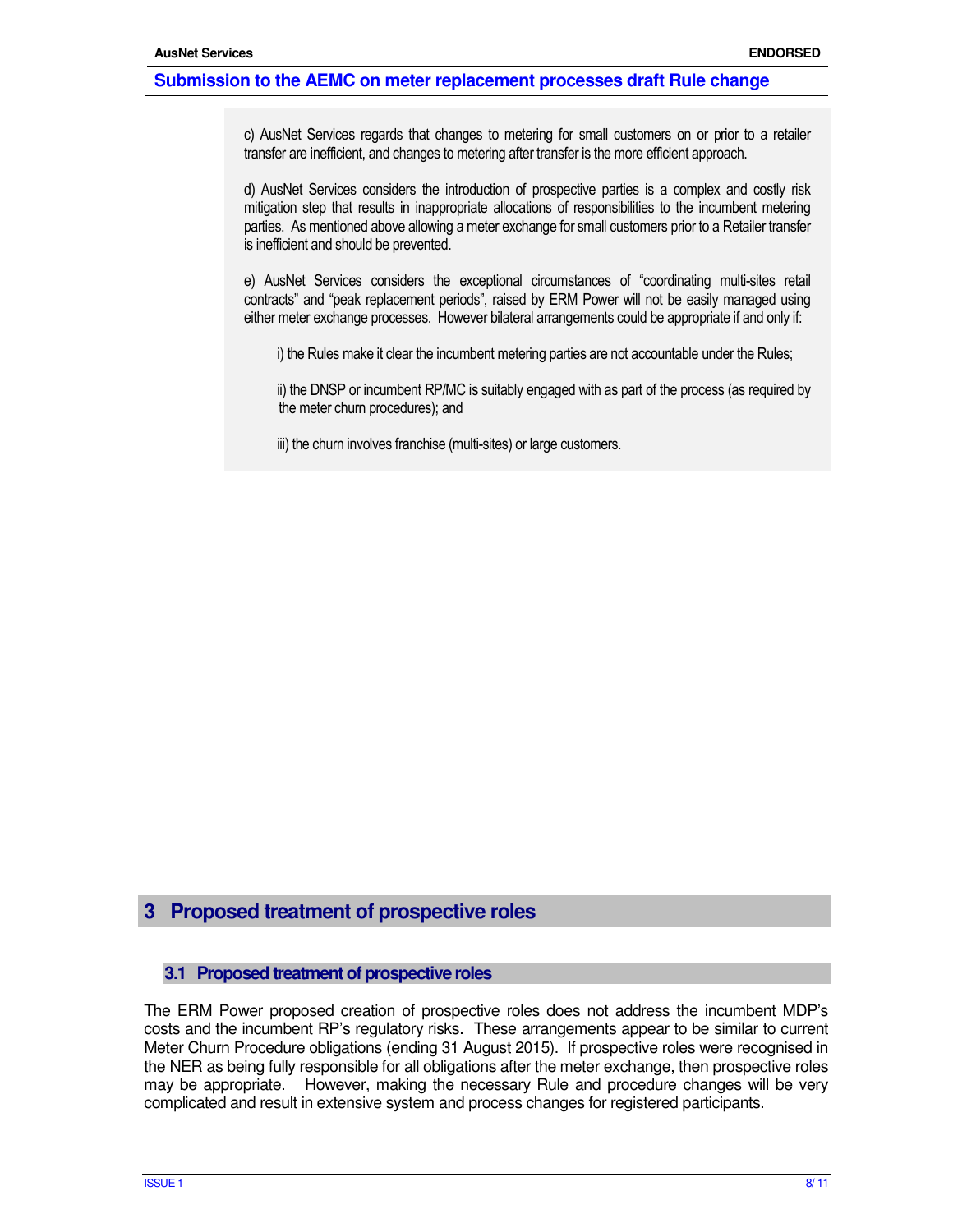c) AusNet Services regards that changes to metering for small customers on or prior to a retailer transfer are inefficient, and changes to metering after transfer is the more efficient approach.

d) AusNet Services considers the introduction of prospective parties is a complex and costly risk mitigation step that results in inappropriate allocations of responsibilities to the incumbent metering parties. As mentioned above allowing a meter exchange for small customers prior to a Retailer transfer is inefficient and should be prevented.

e) AusNet Services considers the exceptional circumstances of "coordinating multi-sites retail contracts" and "peak replacement periods", raised by ERM Power will not be easily managed using either meter exchange processes. However bilateral arrangements could be appropriate if and only if:

i) the Rules make it clear the incumbent metering parties are not accountable under the Rules;

ii) the DNSP or incumbent RP/MC is suitably engaged with as part of the process (as required by the meter churn procedures); and

iii) the churn involves franchise (multi-sites) or large customers.

# 3 Proposed treatment of prospective roles

## 3.1 Proposed treatment of prospective roles

The ERM Power proposed creation of prospective roles does not address the incumbent MDP's costs and the incumbent RP's regulatory risks. These arrangements appear to be similar to current Meter Churn Procedure obligations (ending 31 August 2015). If prospective roles were recognised in the NER as being fully responsible for all obligations after the meter exchange, then prospective roles may be appropriate. However, making the necessary Rule and procedure changes will be very complicated and result in extensive system and process changes for registered participants.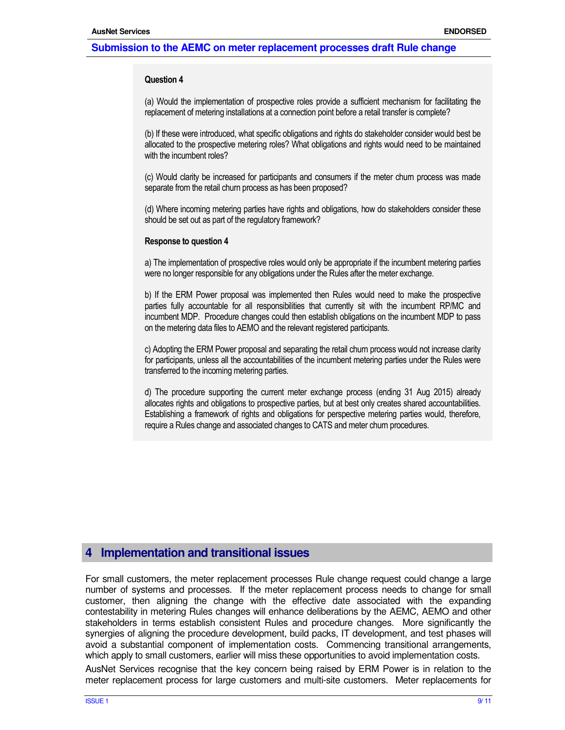**Question 4**

(a) Would the implementation of prospective roles provide a sufficient mechanism for facilitating the replacement of metering installations at a connection point before a retail transfer is complete?

(b) If these were introduced, what specific obligations and rights do stakeholder consider would best be allocated to the prospective metering roles? What obligations and rights would need to be maintained with the incumbent roles?

(c) Would clarity be increased for participants and consumers if the meter churn process was made separate from the retail churn process as has been proposed?

(d) Where incoming metering parties have rights and obligations, how do stakeholders consider these should be set out as part of the regulatory framework?

**Response to question 4**

a) The implementation of prospective roles would only be appropriate if the incumbent metering parties were no longer responsible for any obligations under the Rules after the meter exchange.

b) If the ERM Power proposal was implemented then Rules would need to make the prospective parties fully accountable for all responsibilities that currently sit with the incumbent RP/MC and incumbent MDP. Procedure changes could then establish obligations on the incumbent MDP to pass on the metering data files to AEMO and the relevant registered participants.

c) Adopting the ERM Power proposal and separating the retail churn process would not increase clarity for participants, unless all the accountabilities of the incumbent metering parties under the Rules were transferred to the incoming metering parties.

d) The procedure supporting the current meter exchange process (ending 31 Aug 2015) already allocates rights and obligations to prospective parties, but at best only creates shared accountabilities. Establishing a framework of rights and obligations for perspective metering parties would, therefore, require a Rules change and associated changes to CATS and meter churn procedures.

## 4 Implementation and transitional issues

For small customers, the meter replacement processes Rule change request could change a large number of systems and processes. If the meter replacement process needs to change for small customer, then aligning the change with the effective date associated with the expanding contestability in metering Rules changes will enhance deliberations by the AEMC, AEMO and other stakeholders in terms establish consistent Rules and procedure changes. More significantly the synergies of aligning the procedure development, build packs, IT development, and test phases will avoid a substantial component of implementation costs. Commencing transitional arrangements, which apply to small customers, earlier will miss these opportunities to avoid implementation costs.

AusNet Services recognise that the key concern being raised by ERM Power is in relation to the meter replacement process for large customers and multi-site customers. Meter replacements for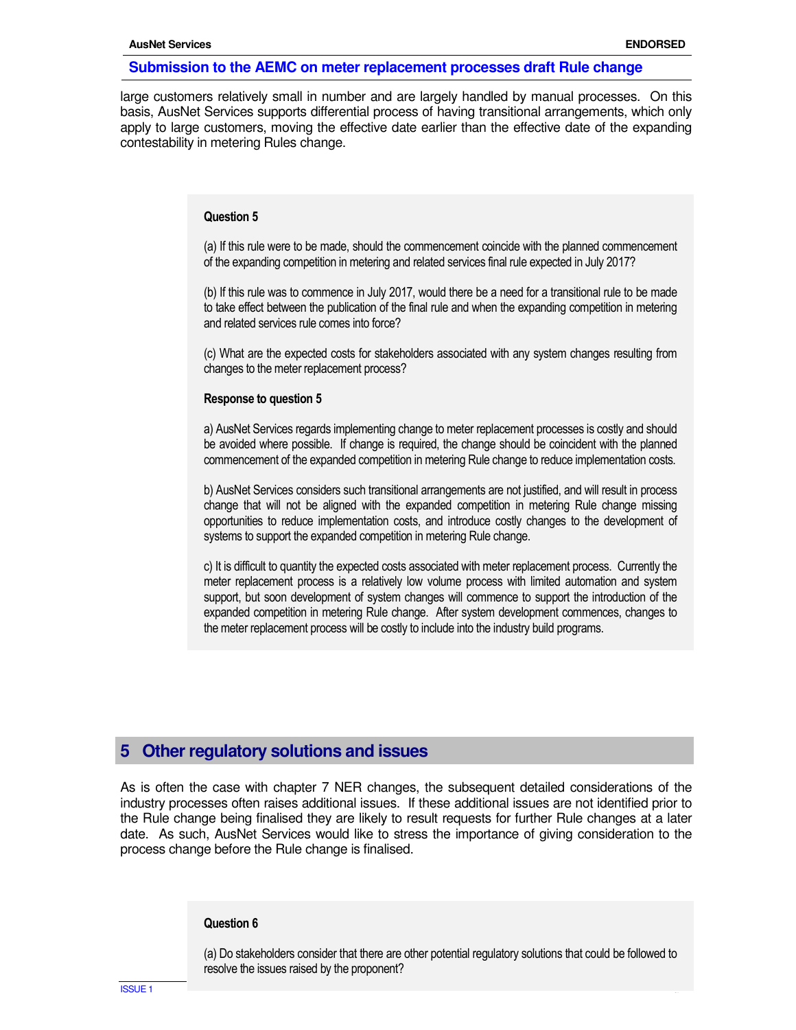large customers relatively small in number and are largely handled by manual processes. On this basis, AusNet Services supports differential process of having transitional arrangements, which only apply to large customers, moving the effective date earlier than the effective date of the expanding contestability in metering Rules change.

**Question 5**

(a) If this rule were to be made, should the commencement coincide with the planned commencement of the expanding competition in metering and related services final rule expected in July 2017?

(b) If this rule was to commence in July 2017, would there be a need for a transitional rule to be made to take effect between the publication of the final rule and when the expanding competition in metering and related services rule comes into force?

(c) What are the expected costs for stakeholders associated with any system changes resulting from changes to the meter replacement process?

**Response to question 5**

a) AusNet Services regards implementing change to meter replacement processes is costly and should be avoided where possible. If change is required, the change should be coincident with the planned commencement of the expanded competition in metering Rule change to reduce implementation costs.

b) AusNet Services considers such transitional arrangements are not justified, and will result in process change that will not be aligned with the expanded competition in metering Rule change missing opportunities to reduce implementation costs, and introduce costly changes to the development of systems to support the expanded competition in metering Rule change.

c) It is difficult to quantity the expected costs associated with meter replacement process. Currently the meter replacement process is a relatively low volume process with limited automation and system support, but soon development of system changes will commence to support the introduction of the expanded competition in metering Rule change. After system development commences, changes to the meter replacement process will be costly to include into the industry build programs.

## 5 Other regulatory solutions and issues

As is often the case with chapter 7 NER changes, the subsequent detailed considerations of the industry processes often raises additional issues. If these additional issues are not identified prior to the Rule change being finalised they are likely to result requests for further Rule changes at a later date. As such, AusNet Services would like to stress the importance of giving consideration to the process change before the Rule change is finalised.

**Question 6**

(a) Do stakeholders consider that there are other potential regulatory solutions that could be followed to resolve the issues raised by the proponent?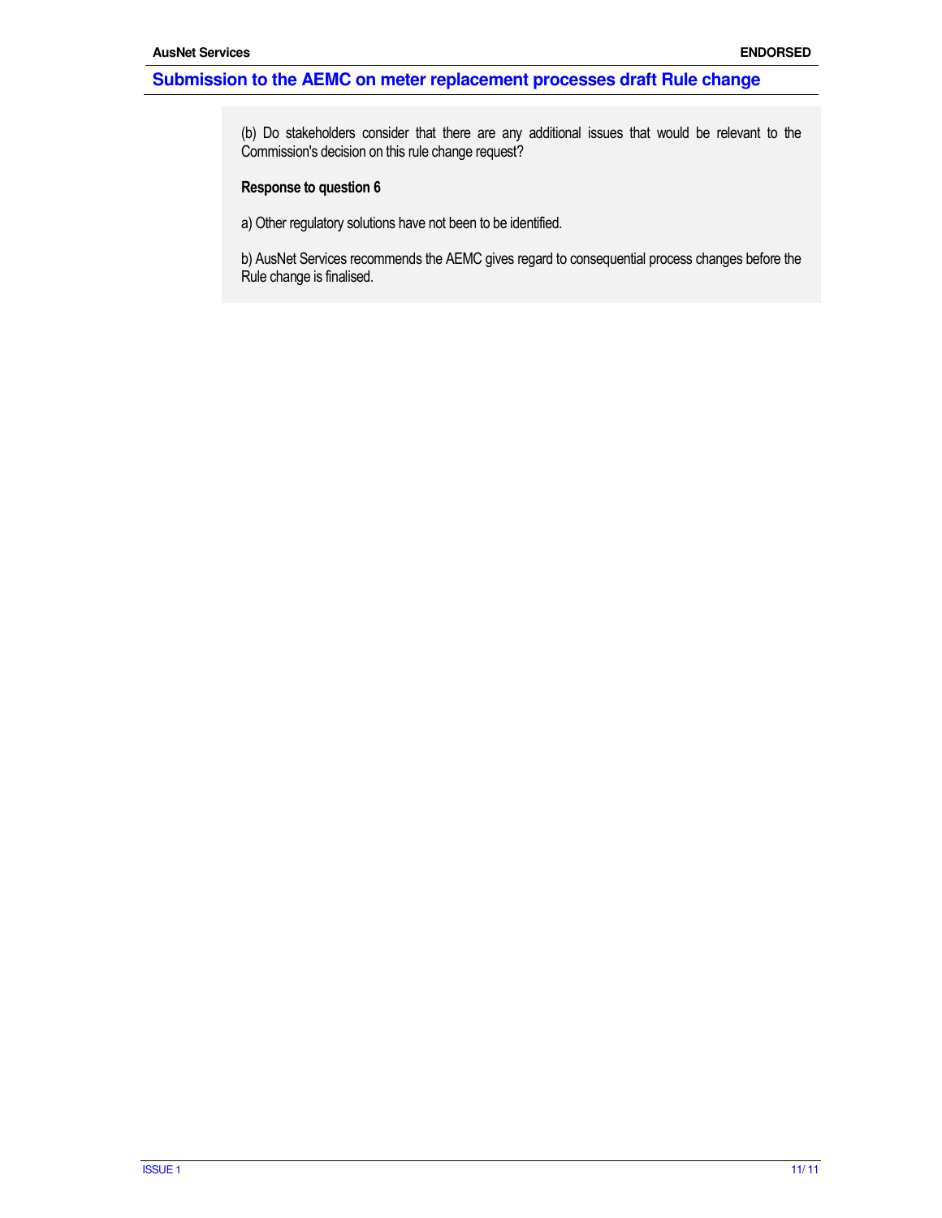(b) Do stakeholders consider that there are any additional issues that would be relevant to the Commission's decision on this rule change request?

**Response to question 6**

a) Other regulatory solutions have not been to be identified.

b) AusNet Services recommends the AEMC gives regard to consequential process changes before the Rule change is finalised.